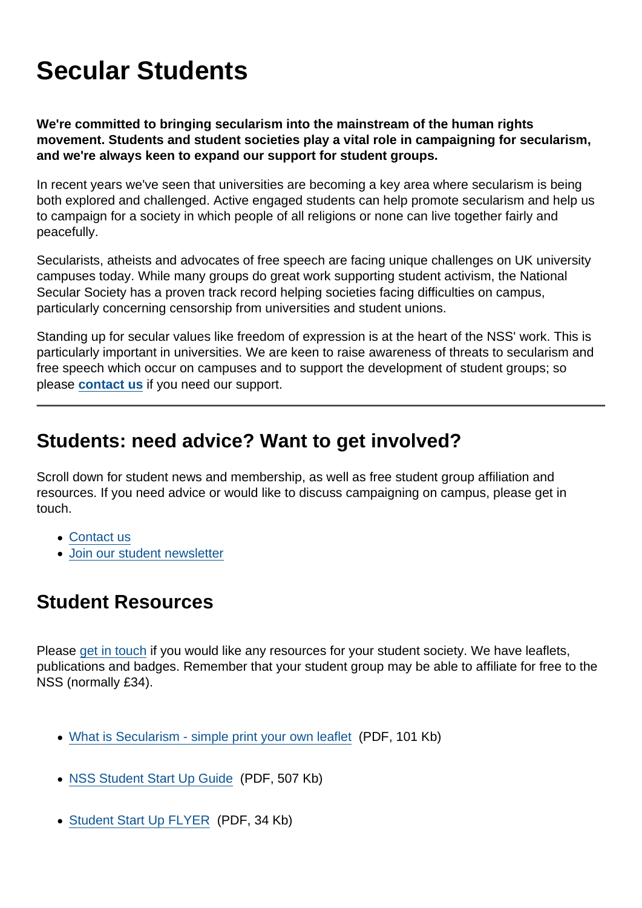# Secular Students

**We're committed to bringing secularism into the mainstream of the human rights movement. Students and student societies play a vital role in campaigning for secularism, and we're always keen to expand our support for student groups.**

In recent years we've seen that universities are becoming a key area where secularism is being both explored and challenged. Active engaged students can help promote secularism and help us to campaign for a society in which people of all religions or none can live together fairly and peacefully.

Secularists, atheists and advocates of free speech are facing unique challenges on UK university campuses today. While many groups do great work supporting student activism, the National Secular Society has a proven track record helping societies facing difficulties on campus, particularly concerning censorship from universities and student unions.

Standing up for secular values like freedom of expression is at the heart of the NSS' work. This is particularly important in universities. We are keen to raise awareness of threats to secularism and free speech which occur on campuses and to support the development of student groups; so please **contact us** if you need our support.

---

## Students: need advice? Want to get involved?

Scroll down for student news and membership, as well as free student group affiliation and resources. If you need advice or would like to discuss campaigning on campus, please get in touch.

- Contact us
- Join our student newsletter

## Student Resources

Please get in touch if you would like any resources for your student society. We have leaflets, publications and badges. Remember that your student group may be able to affiliate for free to the NSS (normally £34).

- What is Secularism - simple print your own leaflet (PDF, 101 Kb)
- NSS Student Start Up Guide (PDF, 507 Kb)
- Student Start Up FLYER (PDF, 34 Kb)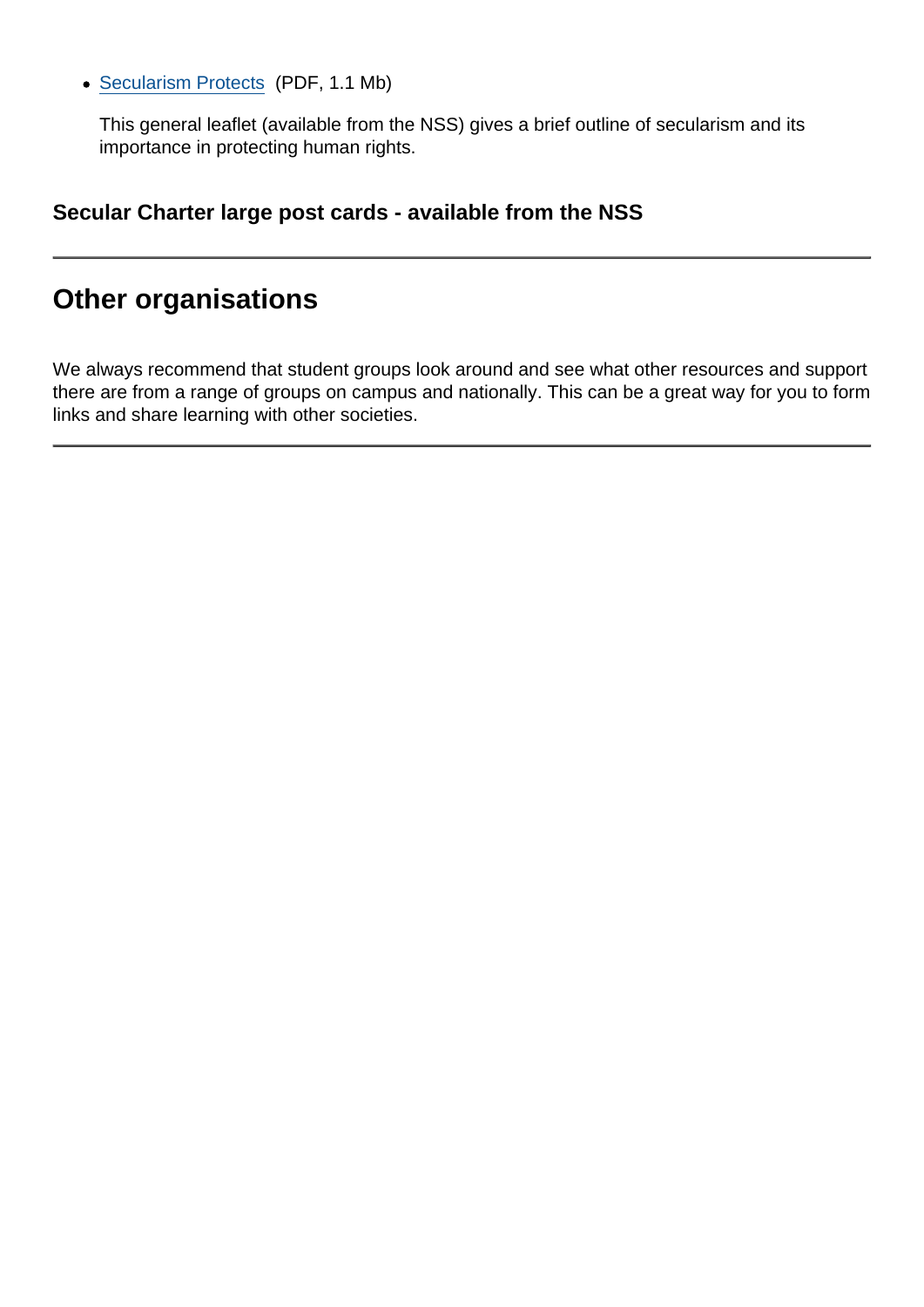- [Secularism Protects](Secularism Protects) (PDF, 1.1 Mb)

  This general leaflet (available from the NSS) gives a brief outline of secularism and its importance in protecting human rights.

### Secular Charter large post cards - available from the NSS

---

## Other organisations

We always recommend that student groups look around and see what other resources and support there are from a range of groups on campus and nationally. This can be a great way for you to form links and share learning with other societies.

---